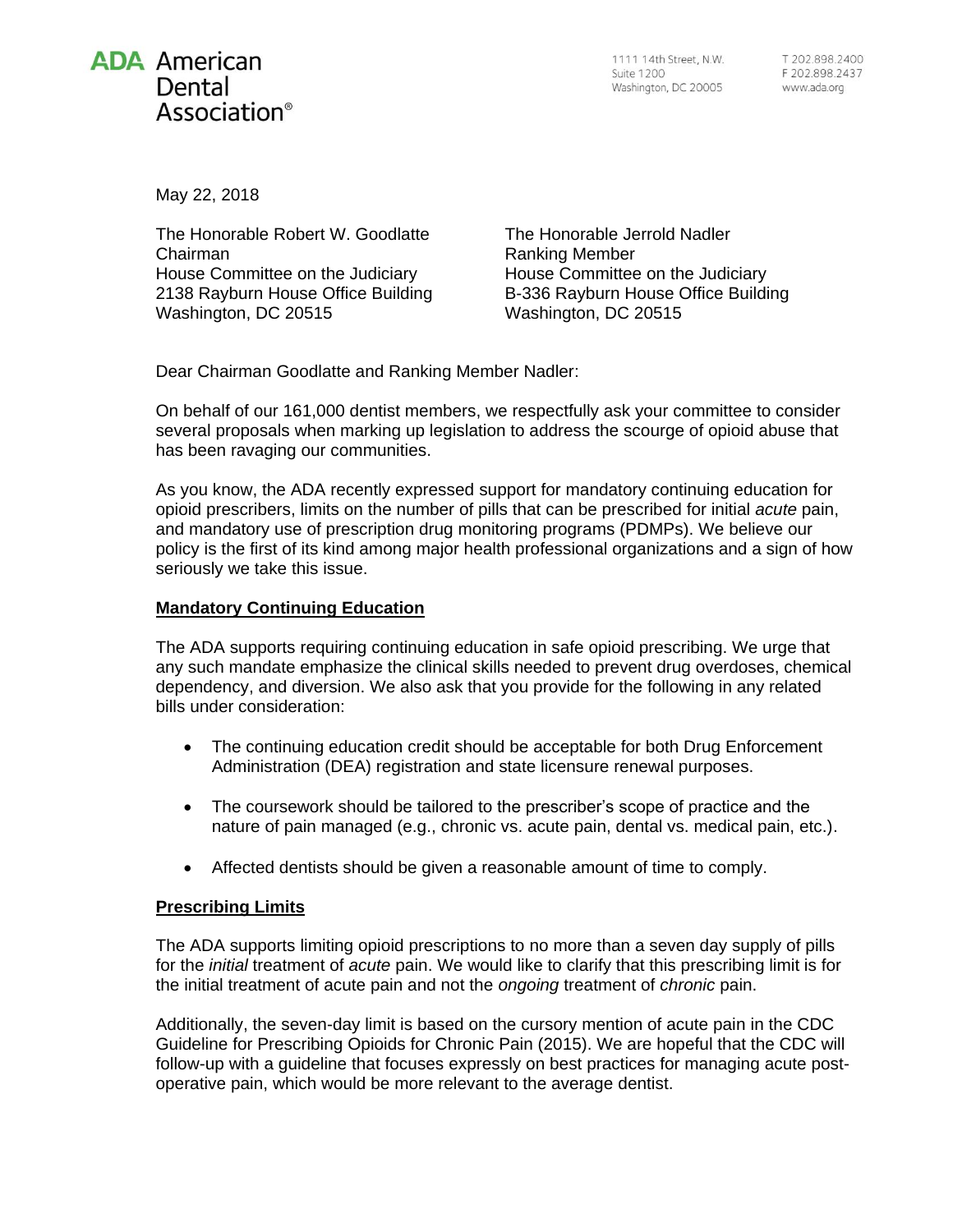**ADA American Dental Association®**

1111 14th Street, N.W.
Suite 1200
Washington, DC 20005

T 202.898.2400
F 202.898.2437
www.ada.org

May 22, 2018

The Honorable Robert W. Goodlatte
Chairman
House Committee on the Judiciary
2138 Rayburn House Office Building
Washington, DC 20515

The Honorable Jerrold Nadler
Ranking Member
House Committee on the Judiciary
B-336 Rayburn House Office Building
Washington, DC 20515

Dear Chairman Goodlatte and Ranking Member Nadler:

On behalf of our 161,000 dentist members, we respectfully ask your committee to consider several proposals when marking up legislation to address the scourge of opioid abuse that has been ravaging our communities.

As you know, the ADA recently expressed support for mandatory continuing education for opioid prescribers, limits on the number of pills that can be prescribed for initial *acute* pain, and mandatory use of prescription drug monitoring programs (PDMPs). We believe our policy is the first of its kind among major health professional organizations and a sign of how seriously we take this issue.

**Mandatory Continuing Education**

The ADA supports requiring continuing education in safe opioid prescribing. We urge that any such mandate emphasize the clinical skills needed to prevent drug overdoses, chemical dependency, and diversion. We also ask that you provide for the following in any related bills under consideration:

- The continuing education credit should be acceptable for both Drug Enforcement Administration (DEA) registration and state licensure renewal purposes.
- The coursework should be tailored to the prescriber's scope of practice and the nature of pain managed (e.g., chronic vs. acute pain, dental vs. medical pain, etc.).
- Affected dentists should be given a reasonable amount of time to comply.

**Prescribing Limits**

The ADA supports limiting opioid prescriptions to no more than a seven day supply of pills for the *initial* treatment of *acute* pain. We would like to clarify that this prescribing limit is for the initial treatment of acute pain and not the *ongoing* treatment of *chronic* pain.

Additionally, the seven-day limit is based on the cursory mention of acute pain in the CDC Guideline for Prescribing Opioids for Chronic Pain (2015). We are hopeful that the CDC will follow-up with a guideline that focuses expressly on best practices for managing acute post-operative pain, which would be more relevant to the average dentist.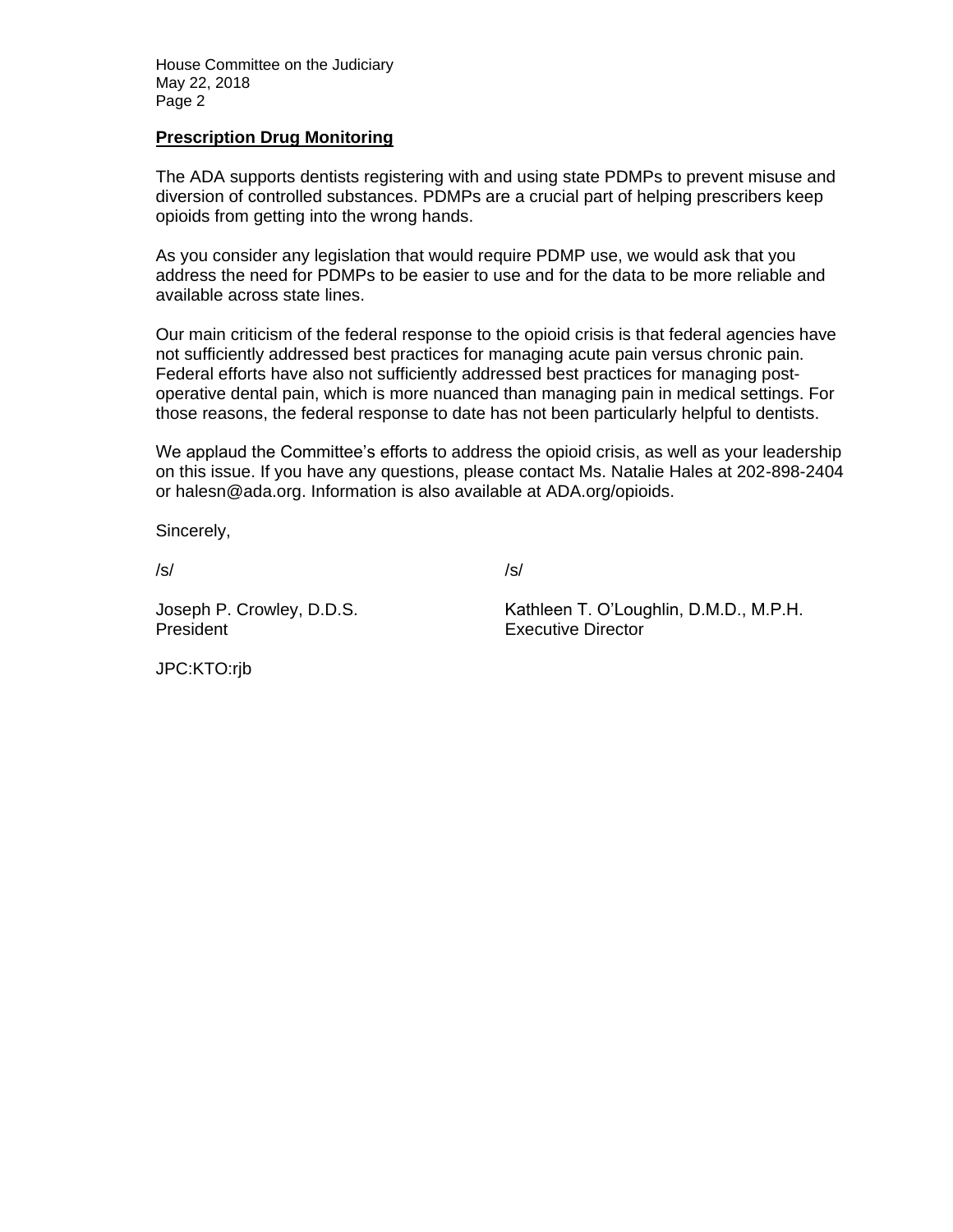**Prescription Drug Monitoring**

The ADA supports dentists registering with and using state PDMPs to prevent misuse and diversion of controlled substances. PDMPs are a crucial part of helping prescribers keep opioids from getting into the wrong hands.

As you consider any legislation that would require PDMP use, we would ask that you address the need for PDMPs to be easier to use and for the data to be more reliable and available across state lines.

Our main criticism of the federal response to the opioid crisis is that federal agencies have not sufficiently addressed best practices for managing acute pain versus chronic pain. Federal efforts have also not sufficiently addressed best practices for managing post-operative dental pain, which is more nuanced than managing pain in medical settings. For those reasons, the federal response to date has not been particularly helpful to dentists.

We applaud the Committee's efforts to address the opioid crisis, as well as your leadership on this issue. If you have any questions, please contact Ms. Natalie Hales at 202-898-2404 or halesn@ada.org. Information is also available at ADA.org/opioids.

Sincerely,

/s/

Joseph P. Crowley, D.D.S.
President

/s/

Kathleen T. O'Loughlin, D.M.D., M.P.H.
Executive Director

JPC:KTO:rjb